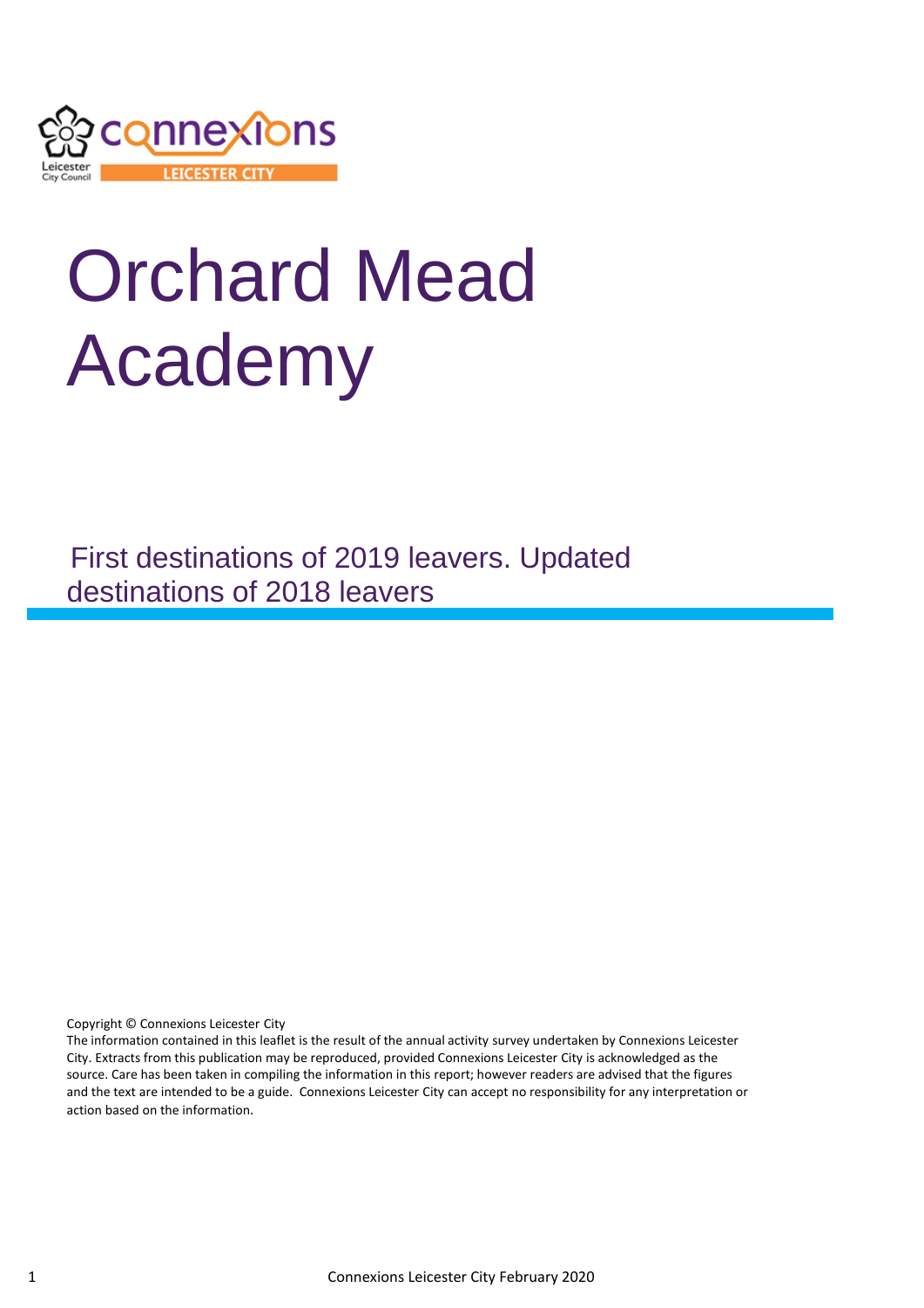# Orchard Mead Academy

## First destinations of 2019 leavers. Updated destinations of 2018 leavers

Copyright © Connexions Leicester City
The information contained in this leaflet is the result of the annual activity survey undertaken by Connexions Leicester City. Extracts from this publication may be reproduced, provided Connexions Leicester City is acknowledged as the source. Care has been taken in compiling the information in this report; however readers are advised that the figures and the text are intended to be a guide. Connexions Leicester City can accept no responsibility for any interpretation or action based on the information.

Connexions Leicester City February 2020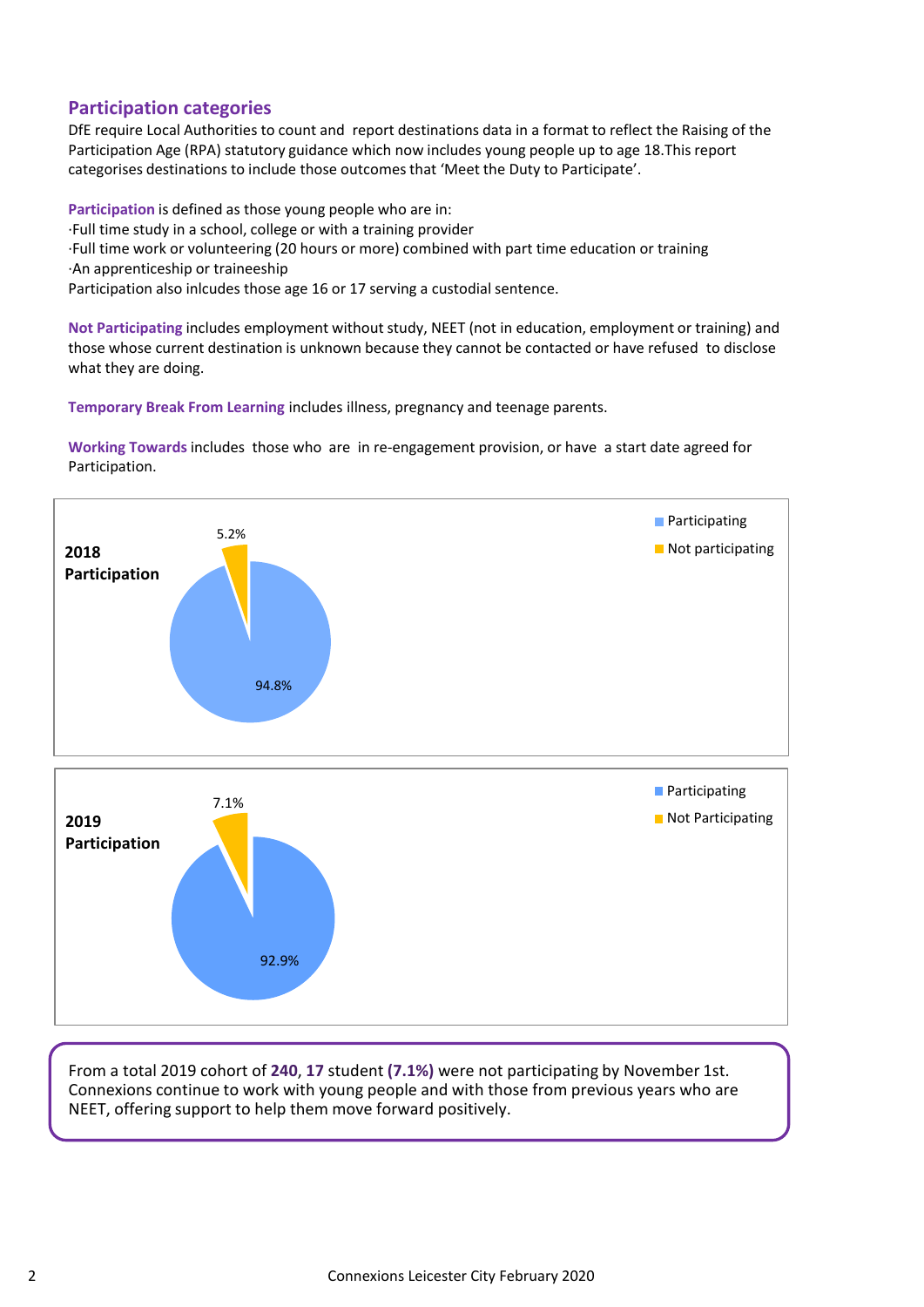## Participation categories

DfE require Local Authorities to count and report destinations data in a format to reflect the Raising of the Participation Age (RPA) statutory guidance which now includes young people up to age 18.This report categorises destinations to include those outcomes that 'Meet the Duty to Participate'.

**Participation** is defined as those young people who are in:
·Full time study in a school, college or with a training provider
·Full time work or volunteering (20 hours or more) combined with part time education or training
·An apprenticeship or traineeship
Participation also inlcudes those age 16 or 17 serving a custodial sentence.

**Not Participating** includes employment without study, NEET (not in education, employment or training) and those whose current destination is unknown because they cannot be contacted or have refused to disclose what they are doing.

**Temporary Break From Learning** includes illness, pregnancy and teenage parents.

**Working Towards** includes those who are in re-engagement provision, or have a start date agreed for Participation.

**2018 Participation**

- Participating: 94.8%
- Not participating: 5.2%

**2019 Participation**

- Participating: 92.9%
- Not Participating: 7.1%

From a total 2019 cohort of **240**, **17** student **(7.1%)** were not participating by November 1st. Connexions continue to work with young people and with those from previous years who are NEET, offering support to help them move forward positively.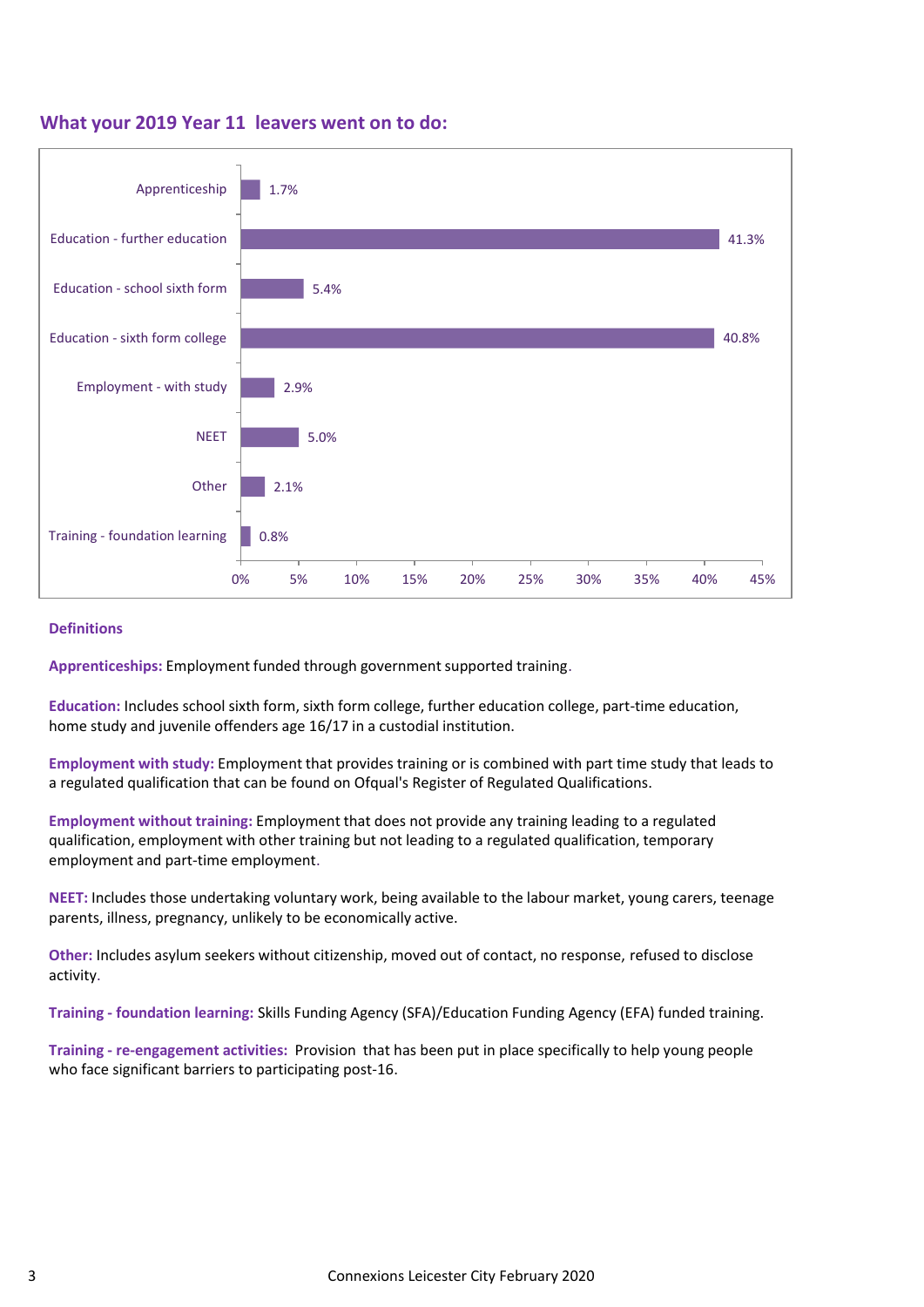## What your 2019 Year 11 leavers went on to do:

| Destination | Percentage |
| --- | --- |
| Apprenticeship | 1.7% |
| Education - further education | 41.3% |
| Education - school sixth form | 5.4% |
| Education - sixth form college | 40.8% |
| Employment - with study | 2.9% |
| NEET | 5.0% |
| Other | 2.1% |
| Training - foundation learning | 0.8% |

### Definitions

**Apprenticeships:** Employment funded through government supported training.

**Education:** Includes school sixth form, sixth form college, further education college, part-time education, home study and juvenile offenders age 16/17 in a custodial institution.

**Employment with study:** Employment that provides training or is combined with part time study that leads to a regulated qualification that can be found on Ofqual's Register of Regulated Qualifications.

**Employment without training:** Employment that does not provide any training leading to a regulated qualification, employment with other training but not leading to a regulated qualification, temporary employment and part-time employment.

**NEET:** Includes those undertaking voluntary work, being available to the labour market, young carers, teenage parents, illness, pregnancy, unlikely to be economically active.

**Other:** Includes asylum seekers without citizenship, moved out of contact, no response, refused to disclose activity.

**Training - foundation learning:** Skills Funding Agency (SFA)/Education Funding Agency (EFA) funded training.

**Training - re-engagement activities:** Provision that has been put in place specifically to help young people who face significant barriers to participating post-16.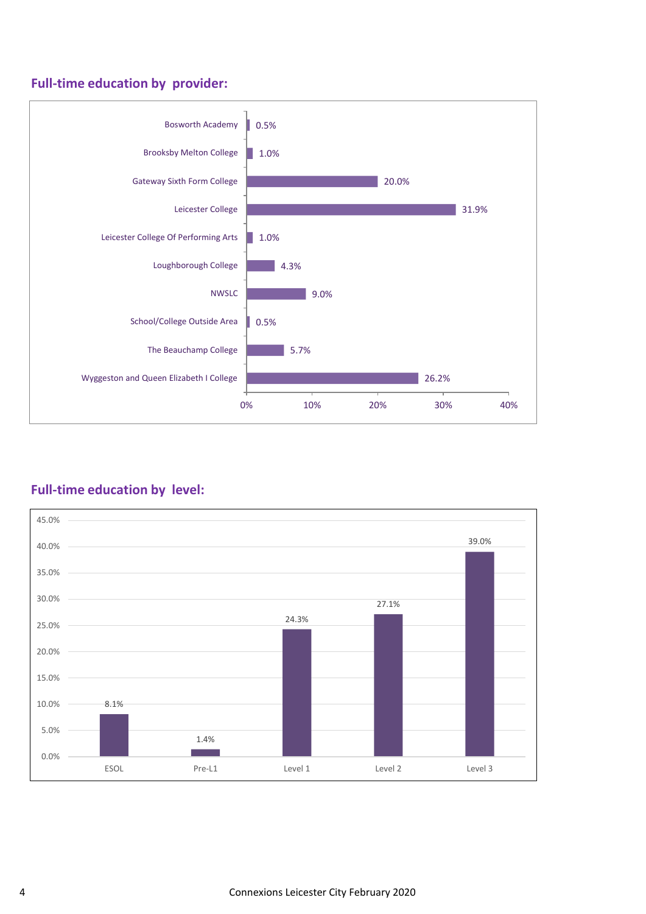## Full-time education by provider:

| Provider | % |
| --- | --- |
| Bosworth Academy | 0.5% |
| Brooksby Melton College | 1.0% |
| Gateway Sixth Form College | 20.0% |
| Leicester College | 31.9% |
| Leicester College Of Performing Arts | 1.0% |
| Loughborough College | 4.3% |
| NWSLC | 9.0% |
| School/College Outside Area | 0.5% |
| The Beauchamp College | 5.7% |
| Wyggeston and Queen Elizabeth I College | 26.2% |

## Full-time education by level:

| Level | % |
| --- | --- |
| ESOL | 8.1% |
| Pre-L1 | 1.4% |
| Level 1 | 24.3% |
| Level 2 | 27.1% |
| Level 3 | 39.0% |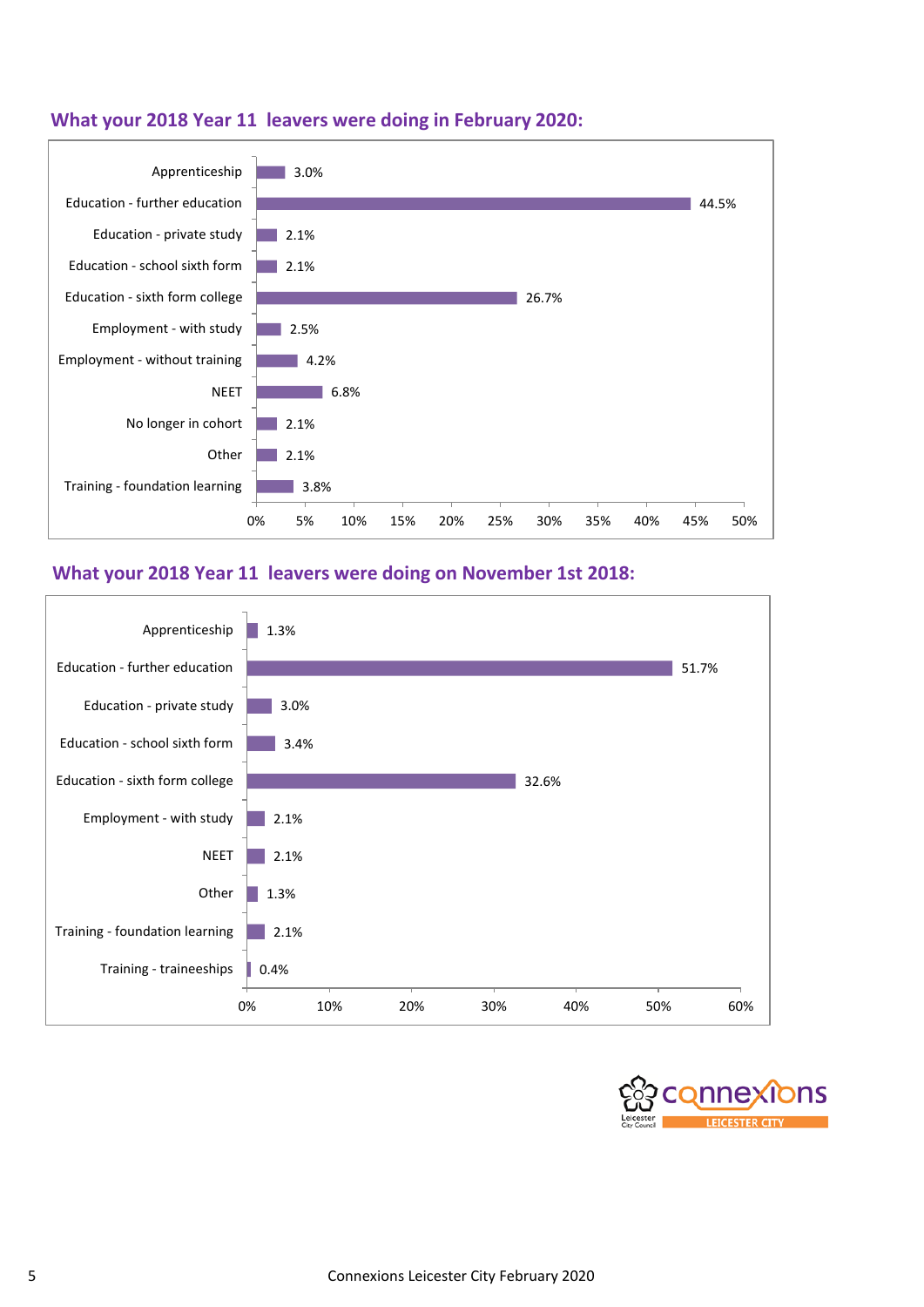## What your 2018 Year 11 leavers were doing in February 2020:

Apprenticeship 3.0%
Education - further education 44.5%
Education - private study 2.1%
Education - school sixth form 2.1%
Education - sixth form college 26.7%
Employment - with study 2.5%
Employment - without training 4.2%
NEET 6.8%
No longer in cohort 2.1%
Other 2.1%
Training - foundation learning 3.8%

0% 5% 10% 15% 20% 25% 30% 35% 40% 45% 50%

## What your 2018 Year 11 leavers were doing on November 1st 2018:

Apprenticeship 1.3%
Education - further education 51.7%
Education - private study 3.0%
Education - school sixth form 3.4%
Education - sixth form college 32.6%
Employment - with study 2.1%
NEET 2.1%
Other 1.3%
Training - foundation learning 2.1%
Training - traineeships 0.4%

0% 10% 20% 30% 40% 50% 60%

Leicester City Council connexions LEICESTER CITY